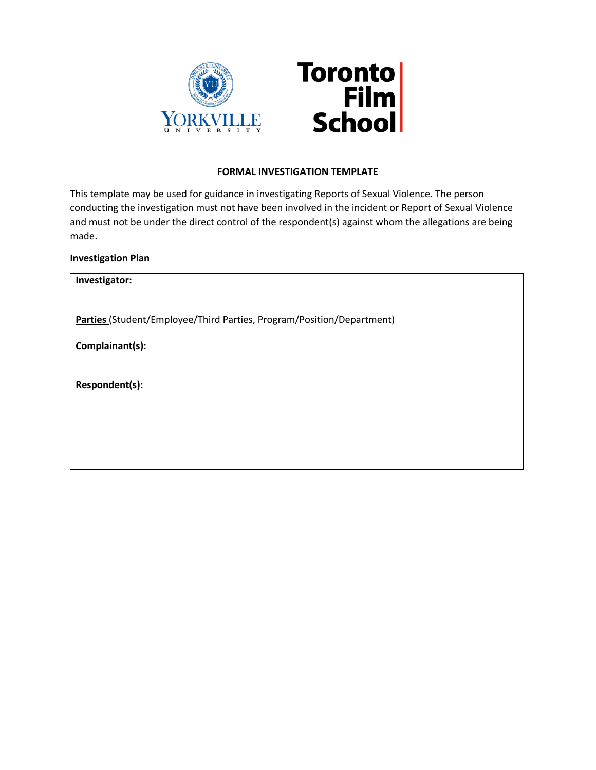**FORMAL INVESTIGATION TEMPLATE**

This template may be used for guidance in investigating Reports of Sexual Violence. The person conducting the investigation must not have been involved in the incident or Report of Sexual Violence and must not be under the direct control of the respondent(s) against whom the allegations are being made.

**Investigation Plan**

| **Investigator:**<br><br>**Parties** (Student/Employee/Third Parties, Program/Position/Department)<br><br>**Complainant(s):**<br><br>**Respondent(s):** |
|---|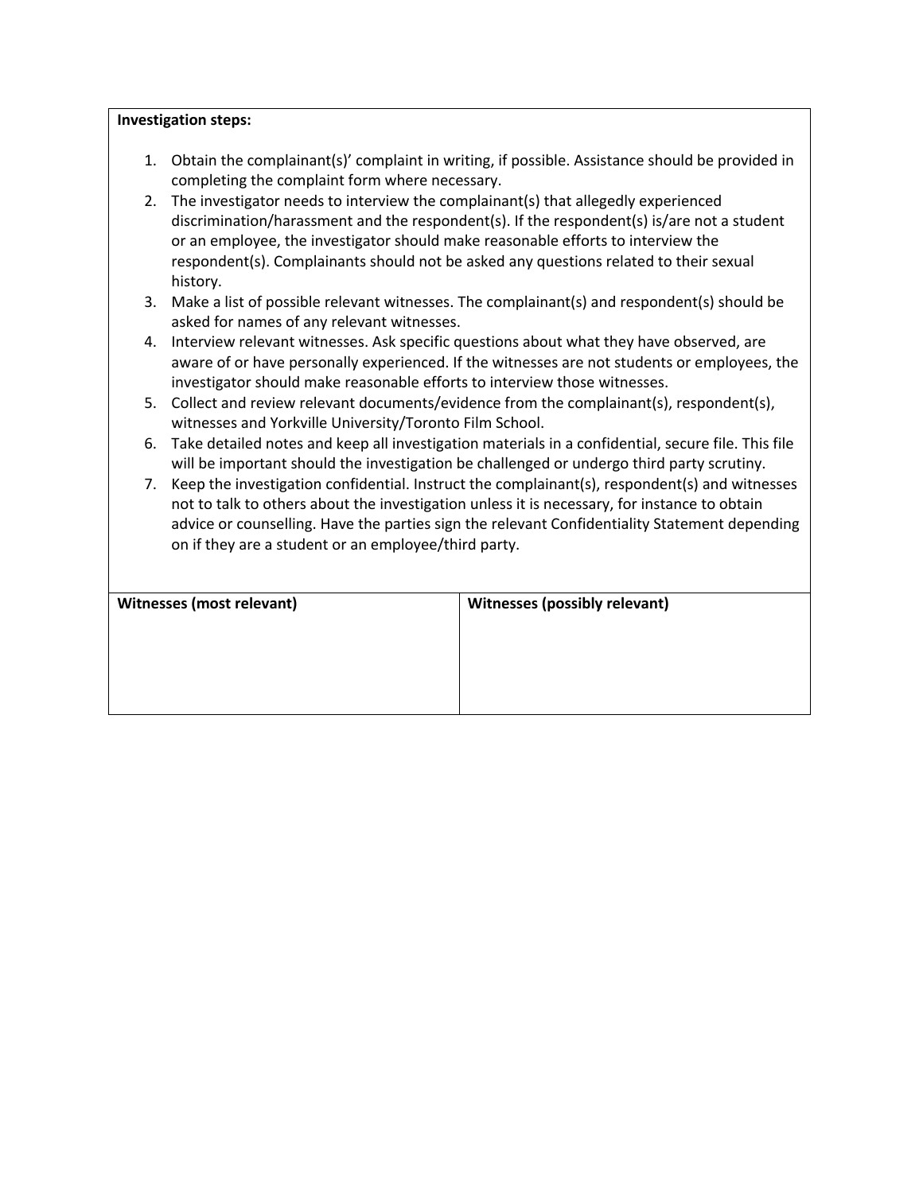**Investigation steps:**

1. Obtain the complainant(s)' complaint in writing, if possible. Assistance should be provided in completing the complaint form where necessary.
2. The investigator needs to interview the complainant(s) that allegedly experienced discrimination/harassment and the respondent(s). If the respondent(s) is/are not a student or an employee, the investigator should make reasonable efforts to interview the respondent(s). Complainants should not be asked any questions related to their sexual history.
3. Make a list of possible relevant witnesses. The complainant(s) and respondent(s) should be asked for names of any relevant witnesses.
4. Interview relevant witnesses. Ask specific questions about what they have observed, are aware of or have personally experienced. If the witnesses are not students or employees, the investigator should make reasonable efforts to interview those witnesses.
5. Collect and review relevant documents/evidence from the complainant(s), respondent(s), witnesses and Yorkville University/Toronto Film School.
6. Take detailed notes and keep all investigation materials in a confidential, secure file. This file will be important should the investigation be challenged or undergo third party scrutiny.
7. Keep the investigation confidential. Instruct the complainant(s), respondent(s) and witnesses not to talk to others about the investigation unless it is necessary, for instance to obtain advice or counselling. Have the parties sign the relevant Confidentiality Statement depending on if they are a student or an employee/third party.

| **Witnesses (most relevant)** | **Witnesses (possibly relevant)** |
| --- | --- |
| | |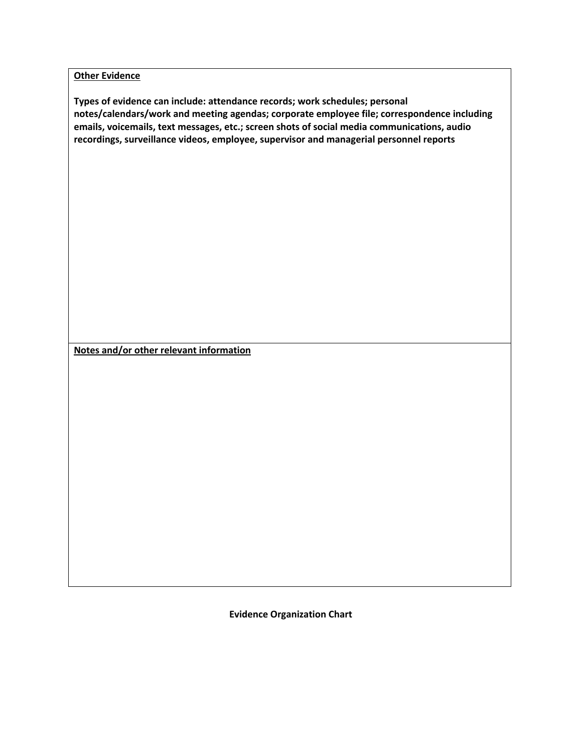**<u>Other Evidence</u>**

**Types of evidence can include: attendance records; work schedules; personal notes/calendars/work and meeting agendas; corporate employee file; correspondence including emails, voicemails, text messages, etc.; screen shots of social media communications, audio recordings, surveillance videos, employee, supervisor and managerial personnel reports**

**<u>Notes and/or other relevant information</u>**

**Evidence Organization Chart**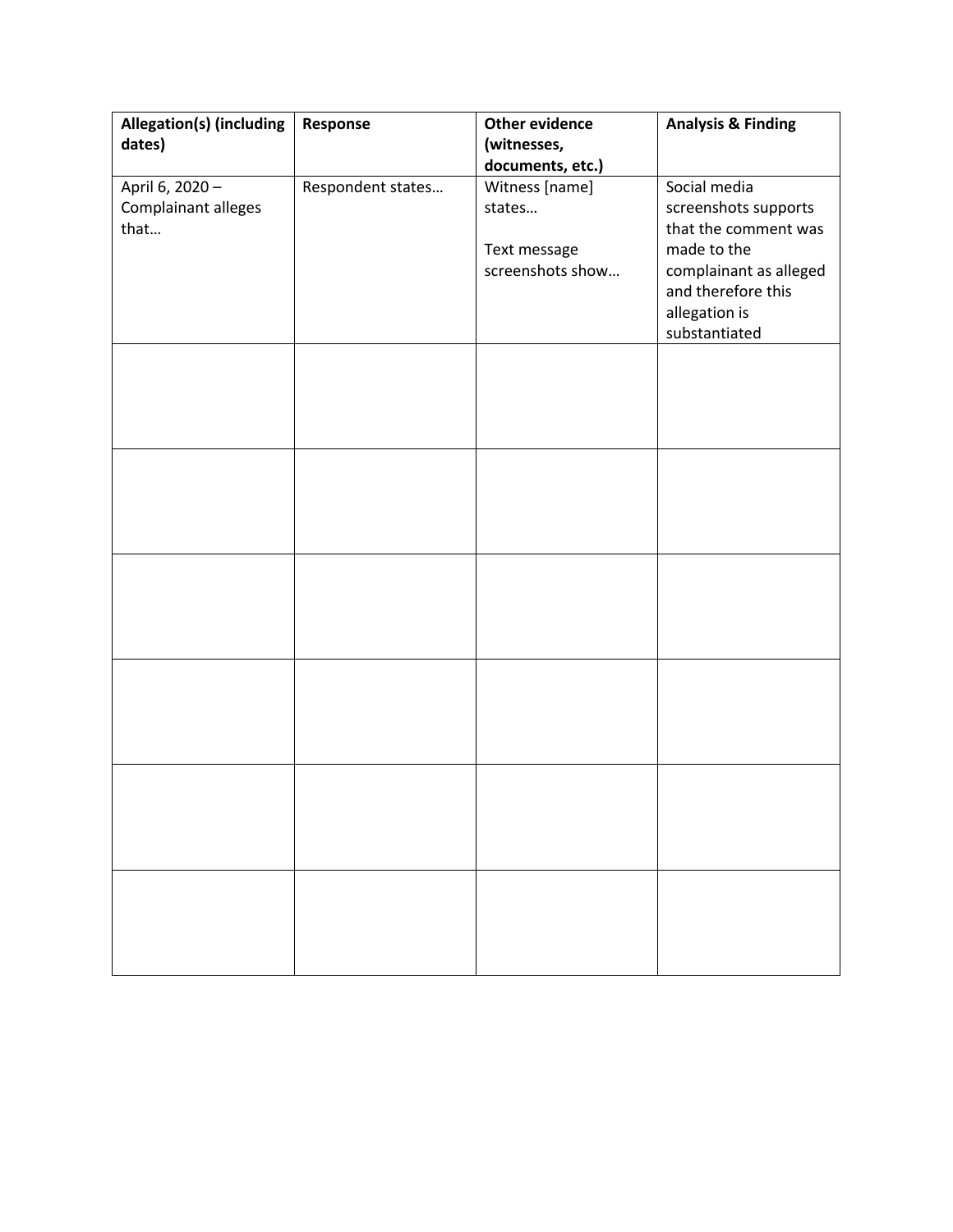| **Allegation(s) (including dates)** | **Response** | **Other evidence (witnesses, documents, etc.)** | **Analysis & Finding** |
| --- | --- | --- | --- |
| April 6, 2020 – Complainant alleges that… | Respondent states… | Witness [name] states…<br><br>Text message screenshots show… | Social media screenshots supports that the comment was made to the complainant as alleged and therefore this allegation is substantiated |
| | | | |
| | | | |
| | | | |
| | | | |
| | | | |
| | | | |